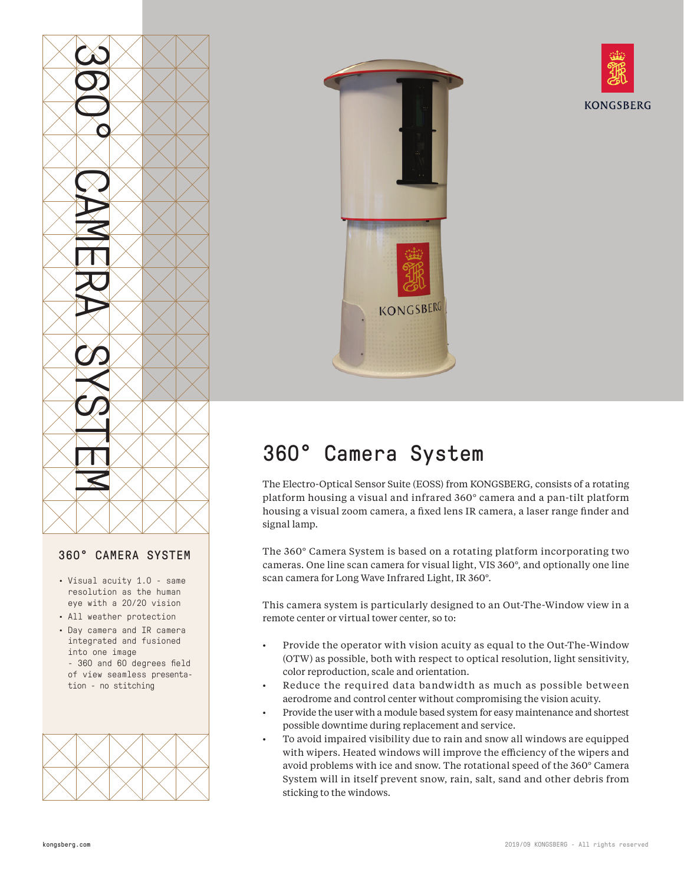# 360° Camera System

## 360° CAMERA SYSTEM

- Visual acuity 1.0 - same resolution as the human eye with a 20/20 vision
- All weather protection
- Day camera and IR camera integrated and fusioned into one image
  - 360 and 60 degrees field of view seamless presentation - no stitching

The Electro-Optical Sensor Suite (EOSS) from KONGSBERG, consists of a rotating platform housing a visual and infrared 360° camera and a pan-tilt platform housing a visual zoom camera, a fixed lens IR camera, a laser range finder and signal lamp.

The 360° Camera System is based on a rotating platform incorporating two cameras. One line scan camera for visual light, VIS 360°, and optionally one line scan camera for Long Wave Infrared Light, IR 360°.

This camera system is particularly designed to an Out-The-Window view in a remote center or virtual tower center, so to:

- Provide the operator with vision acuity as equal to the Out-The-Window (OTW) as possible, both with respect to optical resolution, light sensitivity, color reproduction, scale and orientation.
- Reduce the required data bandwidth as much as possible between aerodrome and control center without compromising the vision acuity.
- Provide the user with a module based system for easy maintenance and shortest possible downtime during replacement and service.
- To avoid impaired visibility due to rain and snow all windows are equipped with wipers. Heated windows will improve the efficiency of the wipers and avoid problems with ice and snow. The rotational speed of the 360° Camera System will in itself prevent snow, rain, salt, sand and other debris from sticking to the windows.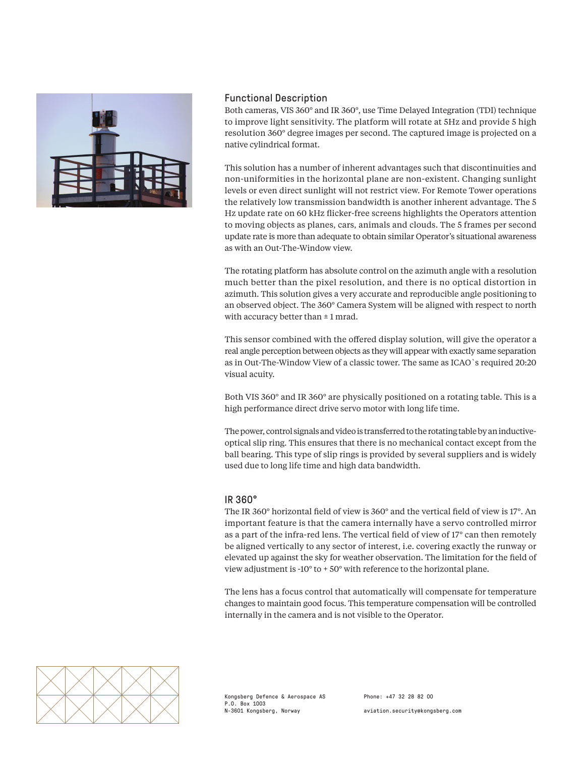## Functional Description

Both cameras, VIS 360° and IR 360°, use Time Delayed Integration (TDI) technique to improve light sensitivity. The platform will rotate at 5Hz and provide 5 high resolution 360° degree images per second. The captured image is projected on a native cylindrical format.

This solution has a number of inherent advantages such that discontinuities and non-uniformities in the horizontal plane are non-existent. Changing sunlight levels or even direct sunlight will not restrict view. For Remote Tower operations the relatively low transmission bandwidth is another inherent advantage. The 5 Hz update rate on 60 kHz flicker-free screens highlights the Operators attention to moving objects as planes, cars, animals and clouds. The 5 frames per second update rate is more than adequate to obtain similar Operator's situational awareness as with an Out-The-Window view.

The rotating platform has absolute control on the azimuth angle with a resolution much better than the pixel resolution, and there is no optical distortion in azimuth. This solution gives a very accurate and reproducible angle positioning to an observed object. The 360° Camera System will be aligned with respect to north with accuracy better than ± 1 mrad.

This sensor combined with the offered display solution, will give the operator a real angle perception between objects as they will appear with exactly same separation as in Out-The-Window View of a classic tower. The same as ICAO`s required 20:20 visual acuity.

Both VIS 360° and IR 360° are physically positioned on a rotating table. This is a high performance direct drive servo motor with long life time.

The power, control signals and video is transferred to the rotating table by an inductive-optical slip ring. This ensures that there is no mechanical contact except from the ball bearing. This type of slip rings is provided by several suppliers and is widely used due to long life time and high data bandwidth.

## IR 360°

The IR 360° horizontal field of view is 360° and the vertical field of view is 17°. An important feature is that the camera internally have a servo controlled mirror as a part of the infra-red lens. The vertical field of view of 17° can then remotely be aligned vertically to any sector of interest, i.e. covering exactly the runway or elevated up against the sky for weather observation. The limitation for the field of view adjustment is -10° to + 50° with reference to the horizontal plane.

The lens has a focus control that automatically will compensate for temperature changes to maintain good focus. This temperature compensation will be controlled internally in the camera and is not visible to the Operator.

Kongsberg Defence & Aerospace AS
P.O. Box 1003
N-3601 Kongsberg, Norway

Phone: +47 32 28 82 00

aviation.security@kongsberg.com